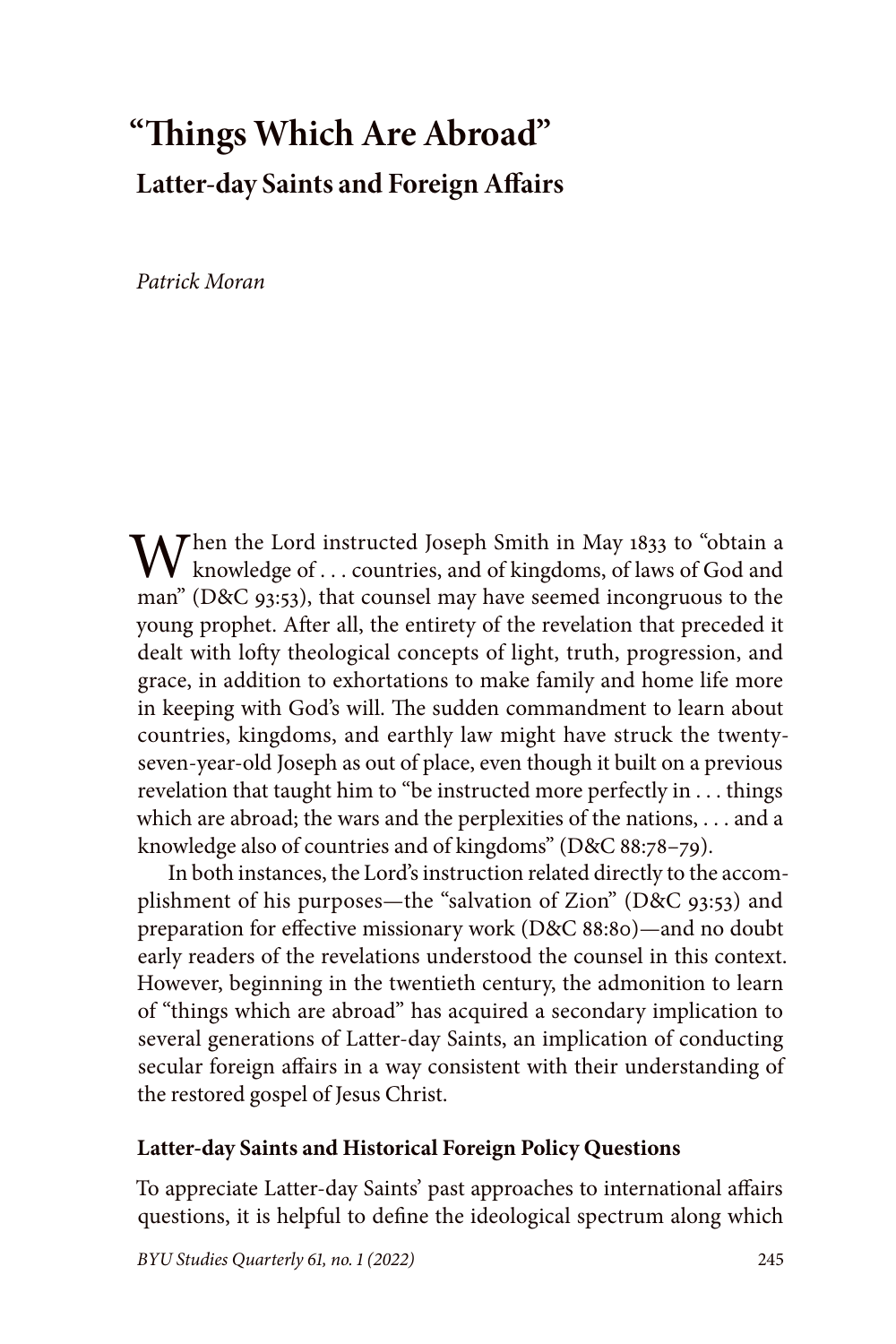# "Things Which Are Abroad"

## Latter-day Saints and Foreign Affairs

*Patrick Moran*

When the Lord instructed Joseph Smith in May 1833 to "obtain a knowledge of . . . countries, and of kingdoms, of laws of God and man" (D&C 93:53), that counsel may have seemed incongruous to the young prophet. After all, the entirety of the revelation that preceded it dealt with lofty theological concepts of light, truth, progression, and grace, in addition to exhortations to make family and home life more in keeping with God's will. The sudden commandment to learn about countries, kingdoms, and earthly law might have struck the twenty-seven-year-old Joseph as out of place, even though it built on a previous revelation that taught him to "be instructed more perfectly in . . . things which are abroad; the wars and the perplexities of the nations, . . . and a knowledge also of countries and of kingdoms" (D&C 88:78–79).

In both instances, the Lord's instruction related directly to the accomplishment of his purposes—the "salvation of Zion" (D&C 93:53) and preparation for effective missionary work (D&C 88:80)—and no doubt early readers of the revelations understood the counsel in this context. However, beginning in the twentieth century, the admonition to learn of "things which are abroad" has acquired a secondary implication to several generations of Latter-day Saints, an implication of conducting secular foreign affairs in a way consistent with their understanding of the restored gospel of Jesus Christ.

### Latter-day Saints and Historical Foreign Policy Questions

To appreciate Latter-day Saints' past approaches to international affairs questions, it is helpful to define the ideological spectrum along which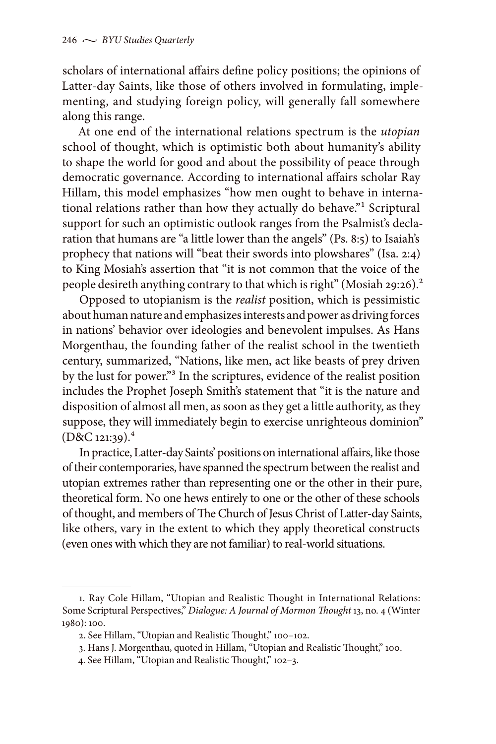scholars of international affairs define policy positions; the opinions of Latter-day Saints, like those of others involved in formulating, implementing, and studying foreign policy, will generally fall somewhere along this range.

At one end of the international relations spectrum is the *utopian* school of thought, which is optimistic both about humanity's ability to shape the world for good and about the possibility of peace through democratic governance. According to international affairs scholar Ray Hillam, this model emphasizes "how men ought to behave in international relations rather than how they actually do behave."[1] Scriptural support for such an optimistic outlook ranges from the Psalmist's declaration that humans are "a little lower than the angels" (Ps. 8:5) to Isaiah's prophecy that nations will "beat their swords into plowshares" (Isa. 2:4) to King Mosiah's assertion that "it is not common that the voice of the people desireth anything contrary to that which is right" (Mosiah 29:26).[2]

Opposed to utopianism is the *realist* position, which is pessimistic about human nature and emphasizes interests and power as driving forces in nations' behavior over ideologies and benevolent impulses. As Hans Morgenthau, the founding father of the realist school in the twentieth century, summarized, "Nations, like men, act like beasts of prey driven by the lust for power."[3] In the scriptures, evidence of the realist position includes the Prophet Joseph Smith's statement that "it is the nature and disposition of almost all men, as soon as they get a little authority, as they suppose, they will immediately begin to exercise unrighteous dominion" (D&C 121:39).[4]

In practice, Latter-day Saints' positions on international affairs, like those of their contemporaries, have spanned the spectrum between the realist and utopian extremes rather than representing one or the other in their pure, theoretical form. No one hews entirely to one or the other of these schools of thought, and members of The Church of Jesus Christ of Latter-day Saints, like others, vary in the extent to which they apply theoretical constructs (even ones with which they are not familiar) to real-world situations.

---

1. Ray Cole Hillam, "Utopian and Realistic Thought in International Relations: Some Scriptural Perspectives," *Dialogue: A Journal of Mormon Thought* 13, no. 4 (Winter 1980): 100.

2. See Hillam, "Utopian and Realistic Thought," 100–102.

3. Hans J. Morgenthau, quoted in Hillam, "Utopian and Realistic Thought," 100.

4. See Hillam, "Utopian and Realistic Thought," 102–3.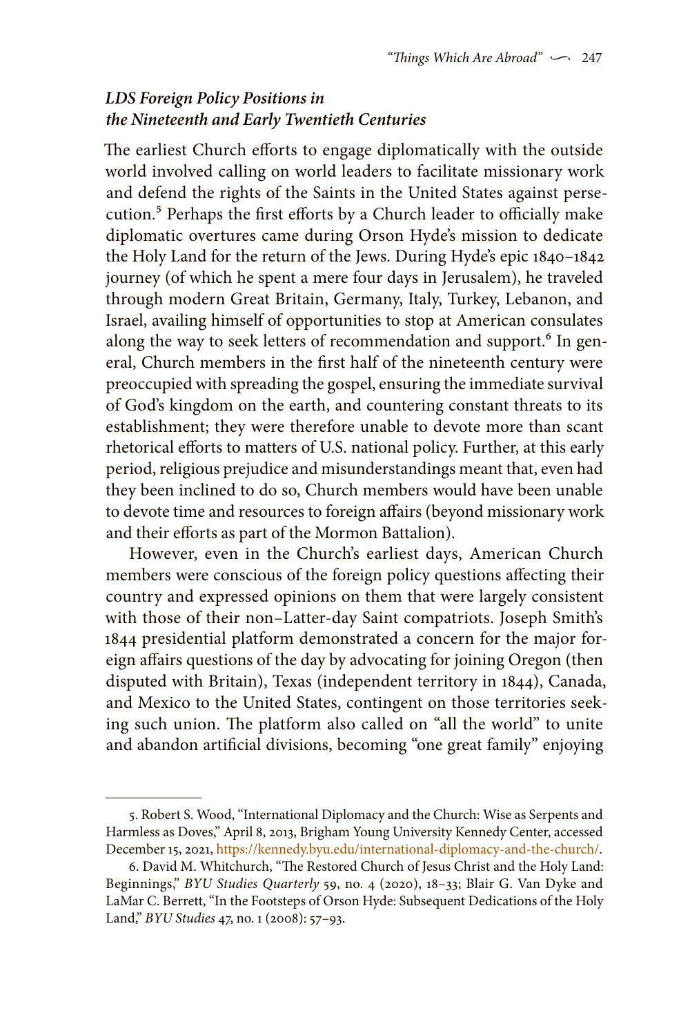### *LDS Foreign Policy Positions in the Nineteenth and Early Twentieth Centuries*

The earliest Church efforts to engage diplomatically with the outside world involved calling on world leaders to facilitate missionary work and defend the rights of the Saints in the United States against persecution.[5] Perhaps the first efforts by a Church leader to officially make diplomatic overtures came during Orson Hyde's mission to dedicate the Holy Land for the return of the Jews. During Hyde's epic 1840–1842 journey (of which he spent a mere four days in Jerusalem), he traveled through modern Great Britain, Germany, Italy, Turkey, Lebanon, and Israel, availing himself of opportunities to stop at American consulates along the way to seek letters of recommendation and support.[6] In general, Church members in the first half of the nineteenth century were preoccupied with spreading the gospel, ensuring the immediate survival of God's kingdom on the earth, and countering constant threats to its establishment; they were therefore unable to devote more than scant rhetorical efforts to matters of U.S. national policy. Further, at this early period, religious prejudice and misunderstandings meant that, even had they been inclined to do so, Church members would have been unable to devote time and resources to foreign affairs (beyond missionary work and their efforts as part of the Mormon Battalion).

However, even in the Church's earliest days, American Church members were conscious of the foreign policy questions affecting their country and expressed opinions on them that were largely consistent with those of their non–Latter-day Saint compatriots. Joseph Smith's 1844 presidential platform demonstrated a concern for the major foreign affairs questions of the day by advocating for joining Oregon (then disputed with Britain), Texas (independent territory in 1844), Canada, and Mexico to the United States, contingent on those territories seeking such union. The platform also called on "all the world" to unite and abandon artificial divisions, becoming "one great family" enjoying

---

5. Robert S. Wood, "International Diplomacy and the Church: Wise as Serpents and Harmless as Doves," April 8, 2013, Brigham Young University Kennedy Center, accessed December 15, 2021, https://kennedy.byu.edu/international-diplomacy-and-the-church/.

6. David M. Whitchurch, "The Restored Church of Jesus Christ and the Holy Land: Beginnings," *BYU Studies Quarterly* 59, no. 4 (2020), 18–33; Blair G. Van Dyke and LaMar C. Berrett, "In the Footsteps of Orson Hyde: Subsequent Dedications of the Holy Land," *BYU Studies* 47, no. 1 (2008): 57–93.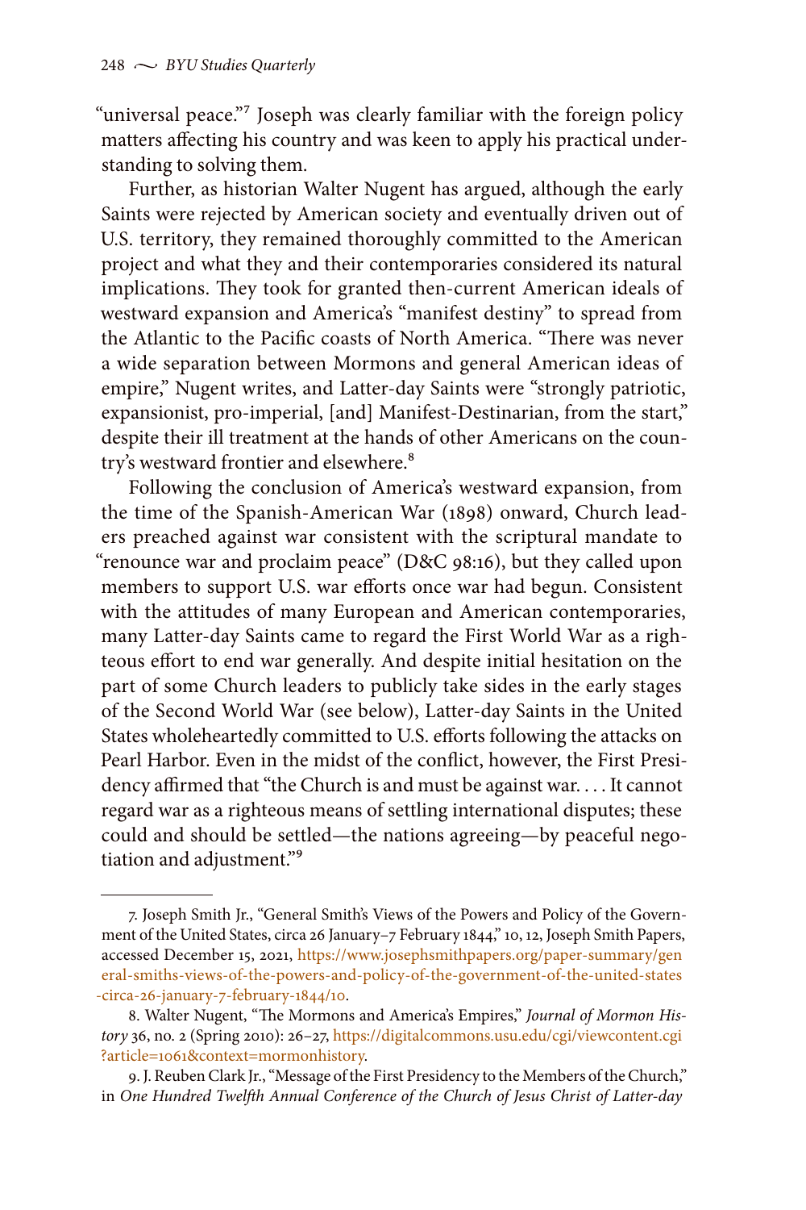"universal peace."[7] Joseph was clearly familiar with the foreign policy matters affecting his country and was keen to apply his practical understanding to solving them.

Further, as historian Walter Nugent has argued, although the early Saints were rejected by American society and eventually driven out of U.S. territory, they remained thoroughly committed to the American project and what they and their contemporaries considered its natural implications. They took for granted then-current American ideals of westward expansion and America's "manifest destiny" to spread from the Atlantic to the Pacific coasts of North America. "There was never a wide separation between Mormons and general American ideas of empire," Nugent writes, and Latter-day Saints were "strongly patriotic, expansionist, pro-imperial, [and] Manifest-Destinarian, from the start," despite their ill treatment at the hands of other Americans on the country's westward frontier and elsewhere.[8]

Following the conclusion of America's westward expansion, from the time of the Spanish-American War (1898) onward, Church leaders preached against war consistent with the scriptural mandate to "renounce war and proclaim peace" (D&C 98:16), but they called upon members to support U.S. war efforts once war had begun. Consistent with the attitudes of many European and American contemporaries, many Latter-day Saints came to regard the First World War as a righteous effort to end war generally. And despite initial hesitation on the part of some Church leaders to publicly take sides in the early stages of the Second World War (see below), Latter-day Saints in the United States wholeheartedly committed to U.S. efforts following the attacks on Pearl Harbor. Even in the midst of the conflict, however, the First Presidency affirmed that "the Church is and must be against war. . . . It cannot regard war as a righteous means of settling international disputes; these could and should be settled—the nations agreeing—by peaceful negotiation and adjustment."[9]

---

7. Joseph Smith Jr., "General Smith's Views of the Powers and Policy of the Government of the United States, circa 26 January–7 February 1844," 10, 12, Joseph Smith Papers, accessed December 15, 2021, https://www.josephsmithpapers.org/paper-summary/general-smiths-views-of-the-powers-and-policy-of-the-government-of-the-united-states-circa-26-january-7-february-1844/10.

8. Walter Nugent, "The Mormons and America's Empires," *Journal of Mormon History* 36, no. 2 (Spring 2010): 26–27, https://digitalcommons.usu.edu/cgi/viewcontent.cgi?article=1061&context=mormonhistory.

9. J. Reuben Clark Jr., "Message of the First Presidency to the Members of the Church," in *One Hundred Twelfth Annual Conference of the Church of Jesus Christ of Latter-day*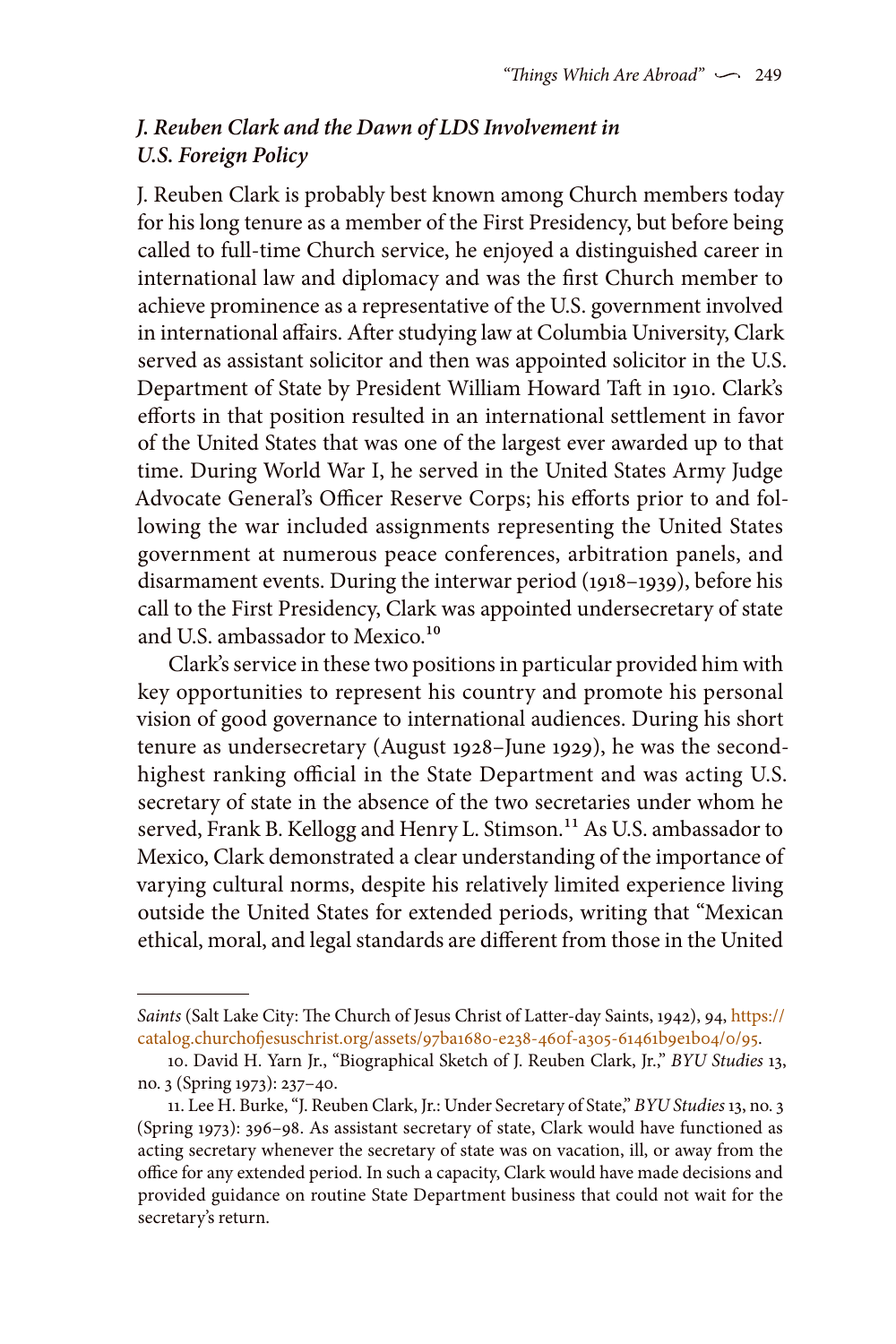### *J. Reuben Clark and the Dawn of LDS Involvement in U.S. Foreign Policy*

J. Reuben Clark is probably best known among Church members today for his long tenure as a member of the First Presidency, but before being called to full-time Church service, he enjoyed a distinguished career in international law and diplomacy and was the first Church member to achieve prominence as a representative of the U.S. government involved in international affairs. After studying law at Columbia University, Clark served as assistant solicitor and then was appointed solicitor in the U.S. Department of State by President William Howard Taft in 1910. Clark's efforts in that position resulted in an international settlement in favor of the United States that was one of the largest ever awarded up to that time. During World War I, he served in the United States Army Judge Advocate General's Officer Reserve Corps; his efforts prior to and following the war included assignments representing the United States government at numerous peace conferences, arbitration panels, and disarmament events. During the interwar period (1918–1939), before his call to the First Presidency, Clark was appointed undersecretary of state and U.S. ambassador to Mexico.[10]

Clark's service in these two positions in particular provided him with key opportunities to represent his country and promote his personal vision of good governance to international audiences. During his short tenure as undersecretary (August 1928–June 1929), he was the second-highest ranking official in the State Department and was acting U.S. secretary of state in the absence of the two secretaries under whom he served, Frank B. Kellogg and Henry L. Stimson.[11] As U.S. ambassador to Mexico, Clark demonstrated a clear understanding of the importance of varying cultural norms, despite his relatively limited experience living outside the United States for extended periods, writing that "Mexican ethical, moral, and legal standards are different from those in the United

---

*Saints* (Salt Lake City: The Church of Jesus Christ of Latter-day Saints, 1942), 94, https://catalog.churchofjesuschrist.org/assets/97ba1680-e238-460f-a305-61461b9e1b04/0/95.

10. David H. Yarn Jr., "Biographical Sketch of J. Reuben Clark, Jr.," *BYU Studies* 13, no. 3 (Spring 1973): 237–40.

11. Lee H. Burke, "J. Reuben Clark, Jr.: Under Secretary of State," *BYU Studies* 13, no. 3 (Spring 1973): 396–98. As assistant secretary of state, Clark would have functioned as acting secretary whenever the secretary of state was on vacation, ill, or away from the office for any extended period. In such a capacity, Clark would have made decisions and provided guidance on routine State Department business that could not wait for the secretary's return.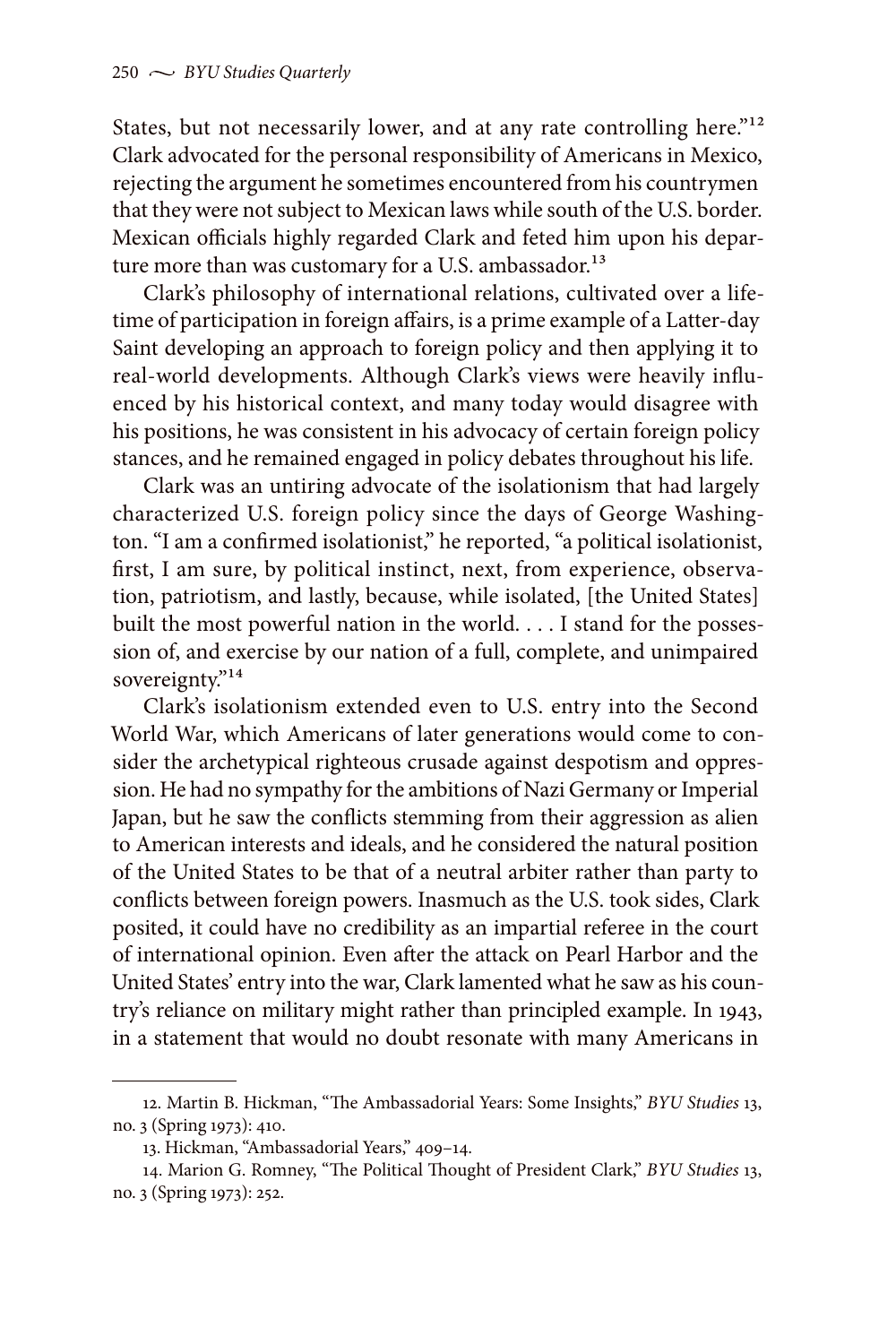States, but not necessarily lower, and at any rate controlling here."[12] Clark advocated for the personal responsibility of Americans in Mexico, rejecting the argument he sometimes encountered from his countrymen that they were not subject to Mexican laws while south of the U.S. border. Mexican officials highly regarded Clark and feted him upon his departure more than was customary for a U.S. ambassador.[13]

Clark's philosophy of international relations, cultivated over a lifetime of participation in foreign affairs, is a prime example of a Latter-day Saint developing an approach to foreign policy and then applying it to real-world developments. Although Clark's views were heavily influenced by his historical context, and many today would disagree with his positions, he was consistent in his advocacy of certain foreign policy stances, and he remained engaged in policy debates throughout his life.

Clark was an untiring advocate of the isolationism that had largely characterized U.S. foreign policy since the days of George Washington. "I am a confirmed isolationist," he reported, "a political isolationist, first, I am sure, by political instinct, next, from experience, observation, patriotism, and lastly, because, while isolated, [the United States] built the most powerful nation in the world. . . . I stand for the possession of, and exercise by our nation of a full, complete, and unimpaired sovereignty."[14]

Clark's isolationism extended even to U.S. entry into the Second World War, which Americans of later generations would come to consider the archetypical righteous crusade against despotism and oppression. He had no sympathy for the ambitions of Nazi Germany or Imperial Japan, but he saw the conflicts stemming from their aggression as alien to American interests and ideals, and he considered the natural position of the United States to be that of a neutral arbiter rather than party to conflicts between foreign powers. Inasmuch as the U.S. took sides, Clark posited, it could have no credibility as an impartial referee in the court of international opinion. Even after the attack on Pearl Harbor and the United States' entry into the war, Clark lamented what he saw as his country's reliance on military might rather than principled example. In 1943, in a statement that would no doubt resonate with many Americans in

---

12. Martin B. Hickman, "The Ambassadorial Years: Some Insights," *BYU Studies* 13, no. 3 (Spring 1973): 410.

13. Hickman, "Ambassadorial Years," 409–14.

14. Marion G. Romney, "The Political Thought of President Clark," *BYU Studies* 13, no. 3 (Spring 1973): 252.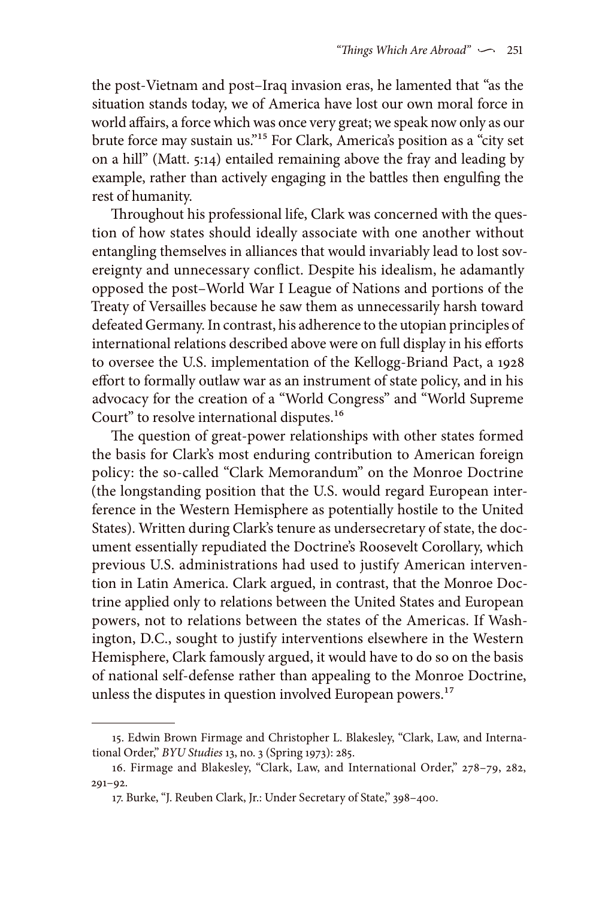the post-Vietnam and post–Iraq invasion eras, he lamented that "as the situation stands today, we of America have lost our own moral force in world affairs, a force which was once very great; we speak now only as our brute force may sustain us."[15] For Clark, America's position as a "city set on a hill" (Matt. 5:14) entailed remaining above the fray and leading by example, rather than actively engaging in the battles then engulfing the rest of humanity.

Throughout his professional life, Clark was concerned with the question of how states should ideally associate with one another without entangling themselves in alliances that would invariably lead to lost sovereignty and unnecessary conflict. Despite his idealism, he adamantly opposed the post–World War I League of Nations and portions of the Treaty of Versailles because he saw them as unnecessarily harsh toward defeated Germany. In contrast, his adherence to the utopian principles of international relations described above were on full display in his efforts to oversee the U.S. implementation of the Kellogg-Briand Pact, a 1928 effort to formally outlaw war as an instrument of state policy, and in his advocacy for the creation of a "World Congress" and "World Supreme Court" to resolve international disputes.[16]

The question of great-power relationships with other states formed the basis for Clark's most enduring contribution to American foreign policy: the so-called "Clark Memorandum" on the Monroe Doctrine (the longstanding position that the U.S. would regard European interference in the Western Hemisphere as potentially hostile to the United States). Written during Clark's tenure as undersecretary of state, the document essentially repudiated the Doctrine's Roosevelt Corollary, which previous U.S. administrations had used to justify American intervention in Latin America. Clark argued, in contrast, that the Monroe Doctrine applied only to relations between the United States and European powers, not to relations between the states of the Americas. If Washington, D.C., sought to justify interventions elsewhere in the Western Hemisphere, Clark famously argued, it would have to do so on the basis of national self-defense rather than appealing to the Monroe Doctrine, unless the disputes in question involved European powers.[17]

---

15. Edwin Brown Firmage and Christopher L. Blakesley, "Clark, Law, and International Order," *BYU Studies* 13, no. 3 (Spring 1973): 285.

16. Firmage and Blakesley, "Clark, Law, and International Order," 278–79, 282, 291–92.

17. Burke, "J. Reuben Clark, Jr.: Under Secretary of State," 398–400.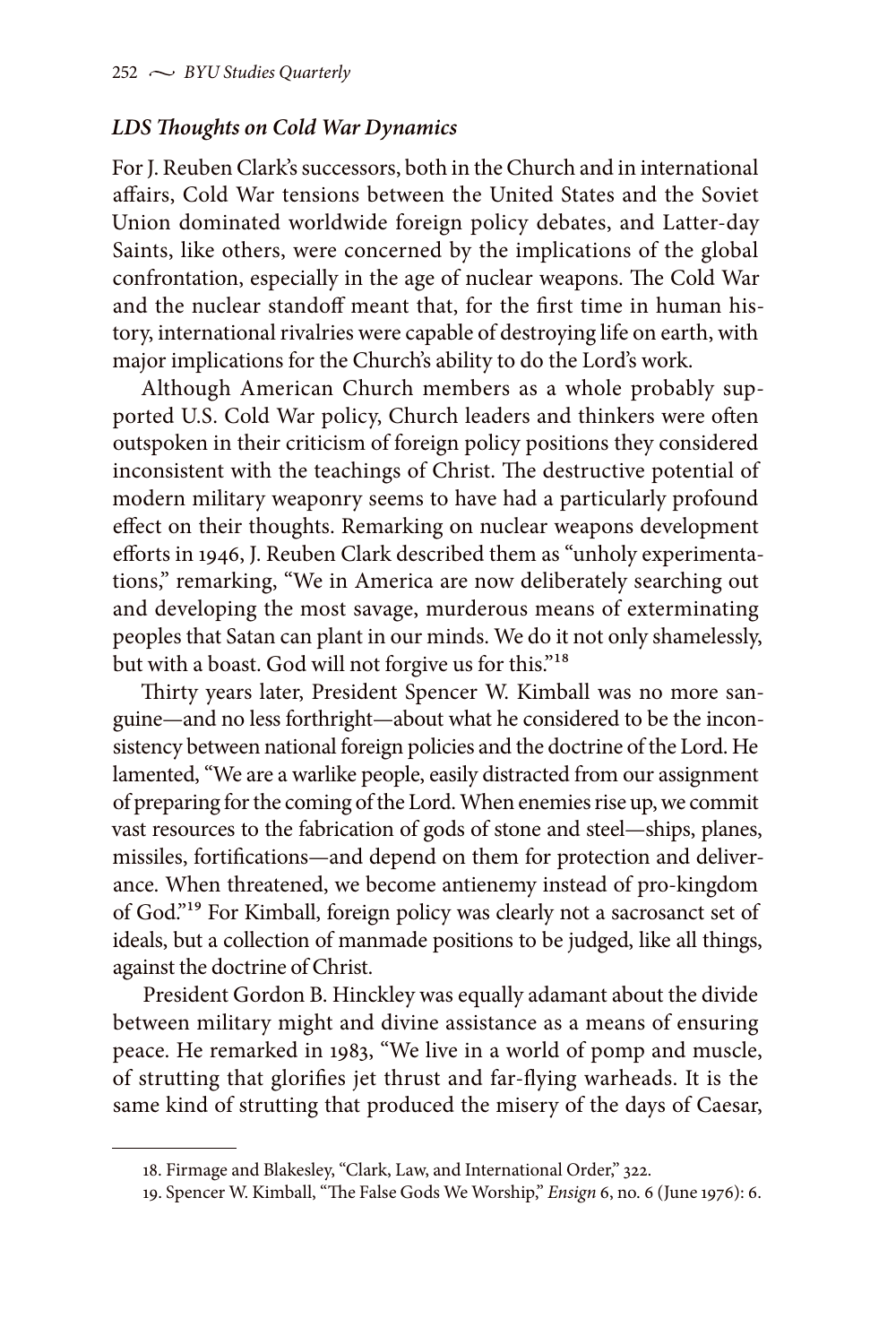### *LDS Thoughts on Cold War Dynamics*

For J. Reuben Clark's successors, both in the Church and in international affairs, Cold War tensions between the United States and the Soviet Union dominated worldwide foreign policy debates, and Latter-day Saints, like others, were concerned by the implications of the global confrontation, especially in the age of nuclear weapons. The Cold War and the nuclear standoff meant that, for the first time in human history, international rivalries were capable of destroying life on earth, with major implications for the Church's ability to do the Lord's work.

Although American Church members as a whole probably supported U.S. Cold War policy, Church leaders and thinkers were often outspoken in their criticism of foreign policy positions they considered inconsistent with the teachings of Christ. The destructive potential of modern military weaponry seems to have had a particularly profound effect on their thoughts. Remarking on nuclear weapons development efforts in 1946, J. Reuben Clark described them as "unholy experimentations," remarking, "We in America are now deliberately searching out and developing the most savage, murderous means of exterminating peoples that Satan can plant in our minds. We do it not only shamelessly, but with a boast. God will not forgive us for this."[18]

Thirty years later, President Spencer W. Kimball was no more sanguine—and no less forthright—about what he considered to be the inconsistency between national foreign policies and the doctrine of the Lord. He lamented, "We are a warlike people, easily distracted from our assignment of preparing for the coming of the Lord. When enemies rise up, we commit vast resources to the fabrication of gods of stone and steel—ships, planes, missiles, fortifications—and depend on them for protection and deliverance. When threatened, we become antienemy instead of pro-kingdom of God."[19] For Kimball, foreign policy was clearly not a sacrosanct set of ideals, but a collection of manmade positions to be judged, like all things, against the doctrine of Christ.

President Gordon B. Hinckley was equally adamant about the divide between military might and divine assistance as a means of ensuring peace. He remarked in 1983, "We live in a world of pomp and muscle, of strutting that glorifies jet thrust and far-flying warheads. It is the same kind of strutting that produced the misery of the days of Caesar,

---

18. Firmage and Blakesley, "Clark, Law, and International Order," 322.

19. Spencer W. Kimball, "The False Gods We Worship," *Ensign* 6, no. 6 (June 1976): 6.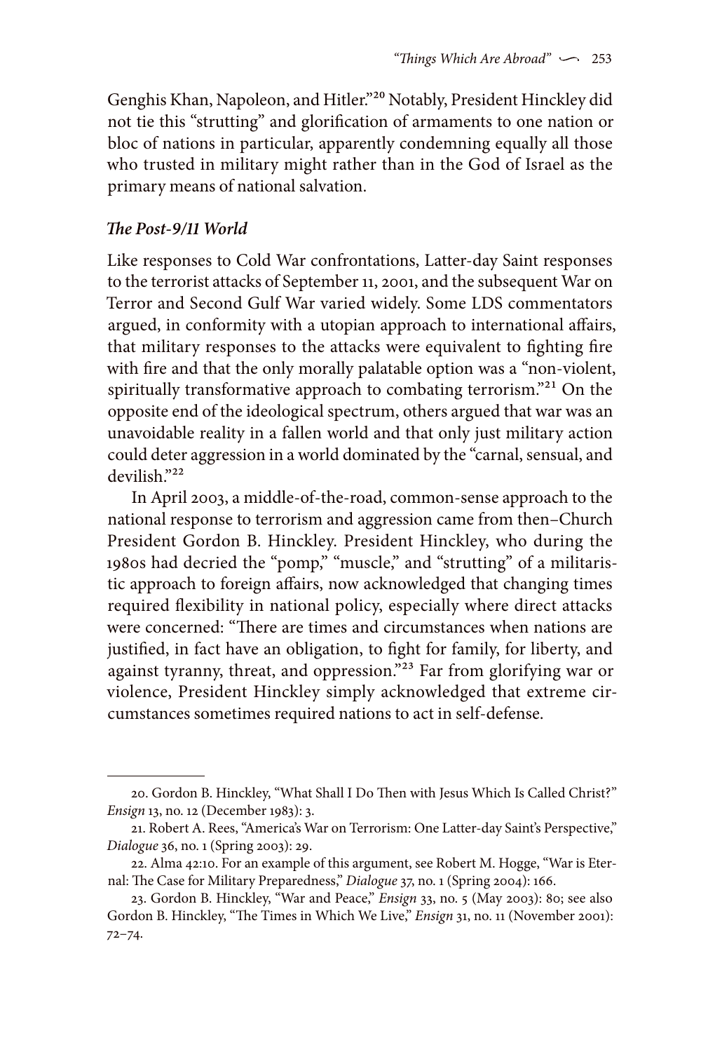Genghis Khan, Napoleon, and Hitler."[20] Notably, President Hinckley did not tie this "strutting" and glorification of armaments to one nation or bloc of nations in particular, apparently condemning equally all those who trusted in military might rather than in the God of Israel as the primary means of national salvation.

### *The Post-9/11 World*

Like responses to Cold War confrontations, Latter-day Saint responses to the terrorist attacks of September 11, 2001, and the subsequent War on Terror and Second Gulf War varied widely. Some LDS commentators argued, in conformity with a utopian approach to international affairs, that military responses to the attacks were equivalent to fighting fire with fire and that the only morally palatable option was a "non-violent, spiritually transformative approach to combating terrorism."[21] On the opposite end of the ideological spectrum, others argued that war was an unavoidable reality in a fallen world and that only just military action could deter aggression in a world dominated by the "carnal, sensual, and devilish."[22]

In April 2003, a middle-of-the-road, common-sense approach to the national response to terrorism and aggression came from then–Church President Gordon B. Hinckley. President Hinckley, who during the 1980s had decried the "pomp," "muscle," and "strutting" of a militaristic approach to foreign affairs, now acknowledged that changing times required flexibility in national policy, especially where direct attacks were concerned: "There are times and circumstances when nations are justified, in fact have an obligation, to fight for family, for liberty, and against tyranny, threat, and oppression."[23] Far from glorifying war or violence, President Hinckley simply acknowledged that extreme circumstances sometimes required nations to act in self-defense.

---

20. Gordon B. Hinckley, "What Shall I Do Then with Jesus Which Is Called Christ?" *Ensign* 13, no. 12 (December 1983): 3.

21. Robert A. Rees, "America's War on Terrorism: One Latter-day Saint's Perspective," *Dialogue* 36, no. 1 (Spring 2003): 29.

22. Alma 42:10. For an example of this argument, see Robert M. Hogge, "War is Eternal: The Case for Military Preparedness," *Dialogue* 37, no. 1 (Spring 2004): 166.

23. Gordon B. Hinckley, "War and Peace," *Ensign* 33, no. 5 (May 2003): 80; see also Gordon B. Hinckley, "The Times in Which We Live," *Ensign* 31, no. 11 (November 2001): 72–74.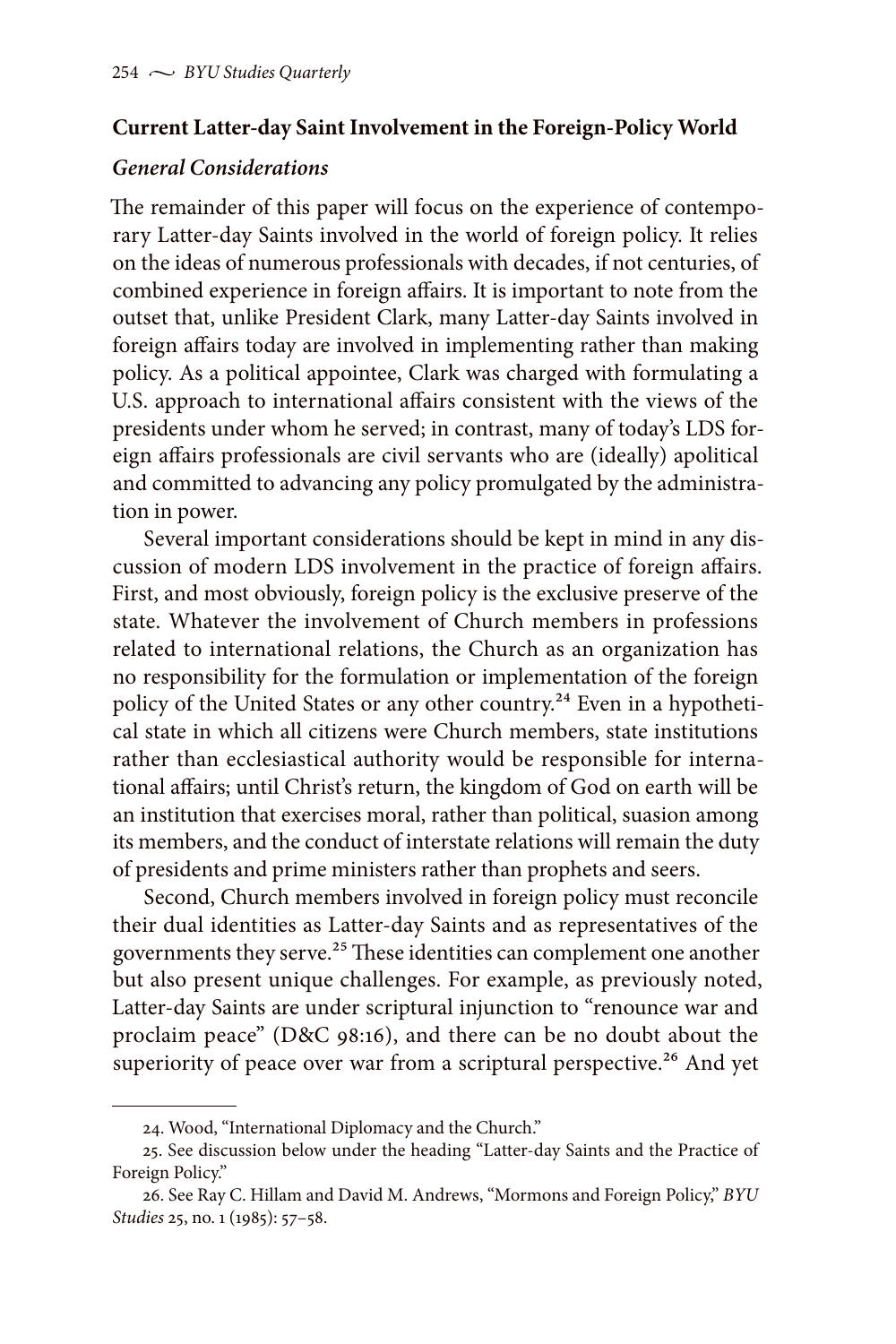## Current Latter-day Saint Involvement in the Foreign-Policy World

### *General Considerations*

The remainder of this paper will focus on the experience of contemporary Latter-day Saints involved in the world of foreign policy. It relies on the ideas of numerous professionals with decades, if not centuries, of combined experience in foreign affairs. It is important to note from the outset that, unlike President Clark, many Latter-day Saints involved in foreign affairs today are involved in implementing rather than making policy. As a political appointee, Clark was charged with formulating a U.S. approach to international affairs consistent with the views of the presidents under whom he served; in contrast, many of today's LDS foreign affairs professionals are civil servants who are (ideally) apolitical and committed to advancing any policy promulgated by the administration in power.

Several important considerations should be kept in mind in any discussion of modern LDS involvement in the practice of foreign affairs. First, and most obviously, foreign policy is the exclusive preserve of the state. Whatever the involvement of Church members in professions related to international relations, the Church as an organization has no responsibility for the formulation or implementation of the foreign policy of the United States or any other country.[24] Even in a hypothetical state in which all citizens were Church members, state institutions rather than ecclesiastical authority would be responsible for international affairs; until Christ's return, the kingdom of God on earth will be an institution that exercises moral, rather than political, suasion among its members, and the conduct of interstate relations will remain the duty of presidents and prime ministers rather than prophets and seers.

Second, Church members involved in foreign policy must reconcile their dual identities as Latter-day Saints and as representatives of the governments they serve.[25] These identities can complement one another but also present unique challenges. For example, as previously noted, Latter-day Saints are under scriptural injunction to "renounce war and proclaim peace" (D&C 98:16), and there can be no doubt about the superiority of peace over war from a scriptural perspective.[26] And yet

---

24. Wood, "International Diplomacy and the Church."

25. See discussion below under the heading "Latter-day Saints and the Practice of Foreign Policy."

26. See Ray C. Hillam and David M. Andrews, "Mormons and Foreign Policy," *BYU Studies* 25, no. 1 (1985): 57–58.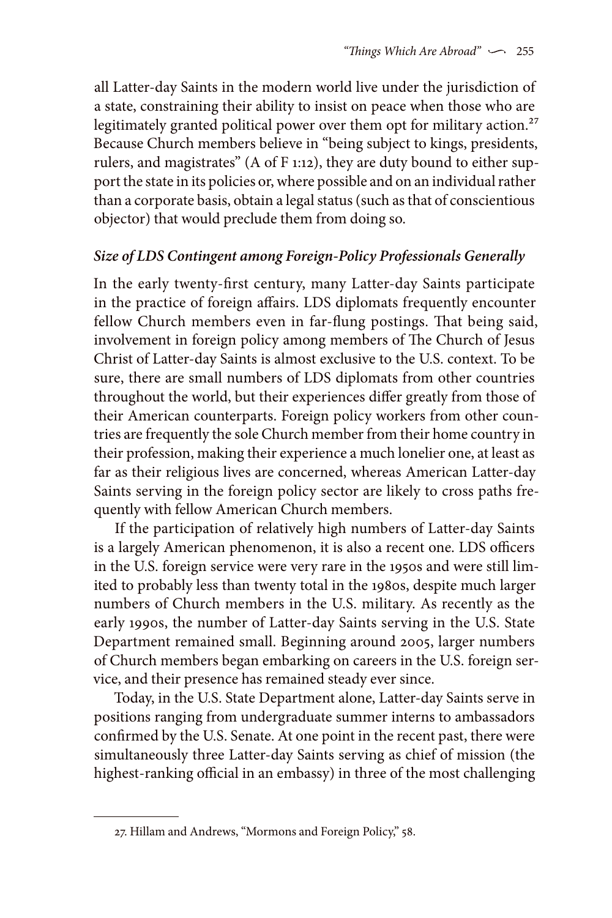all Latter-day Saints in the modern world live under the jurisdiction of a state, constraining their ability to insist on peace when those who are legitimately granted political power over them opt for military action.[27] Because Church members believe in "being subject to kings, presidents, rulers, and magistrates" (A of F 1:12), they are duty bound to either support the state in its policies or, where possible and on an individual rather than a corporate basis, obtain a legal status (such as that of conscientious objector) that would preclude them from doing so.

### *Size of LDS Contingent among Foreign-Policy Professionals Generally*

In the early twenty-first century, many Latter-day Saints participate in the practice of foreign affairs. LDS diplomats frequently encounter fellow Church members even in far-flung postings. That being said, involvement in foreign policy among members of The Church of Jesus Christ of Latter-day Saints is almost exclusive to the U.S. context. To be sure, there are small numbers of LDS diplomats from other countries throughout the world, but their experiences differ greatly from those of their American counterparts. Foreign policy workers from other countries are frequently the sole Church member from their home country in their profession, making their experience a much lonelier one, at least as far as their religious lives are concerned, whereas American Latter-day Saints serving in the foreign policy sector are likely to cross paths frequently with fellow American Church members.

If the participation of relatively high numbers of Latter-day Saints is a largely American phenomenon, it is also a recent one. LDS officers in the U.S. foreign service were very rare in the 1950s and were still limited to probably less than twenty total in the 1980s, despite much larger numbers of Church members in the U.S. military. As recently as the early 1990s, the number of Latter-day Saints serving in the U.S. State Department remained small. Beginning around 2005, larger numbers of Church members began embarking on careers in the U.S. foreign service, and their presence has remained steady ever since.

Today, in the U.S. State Department alone, Latter-day Saints serve in positions ranging from undergraduate summer interns to ambassadors confirmed by the U.S. Senate. At one point in the recent past, there were simultaneously three Latter-day Saints serving as chief of mission (the highest-ranking official in an embassy) in three of the most challenging

27. Hillam and Andrews, "Mormons and Foreign Policy," 58.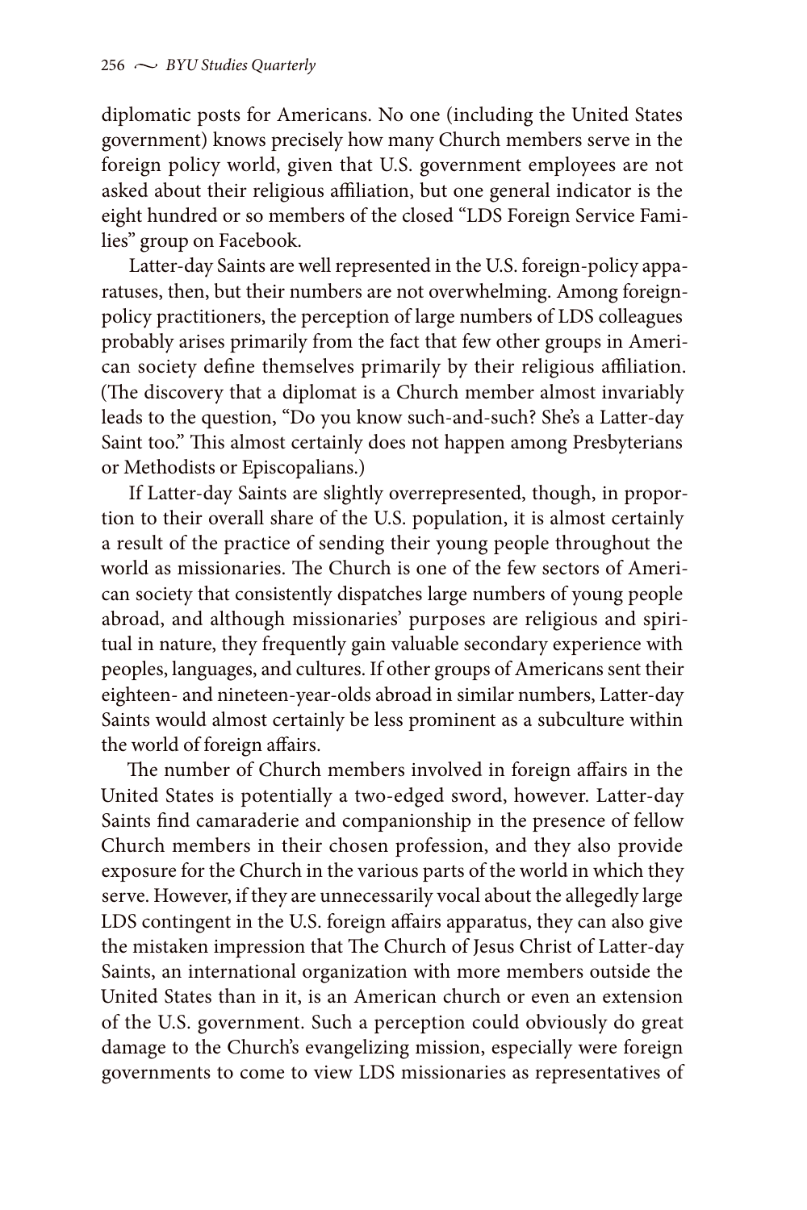diplomatic posts for Americans. No one (including the United States government) knows precisely how many Church members serve in the foreign policy world, given that U.S. government employees are not asked about their religious affiliation, but one general indicator is the eight hundred or so members of the closed "LDS Foreign Service Families" group on Facebook.

Latter-day Saints are well represented in the U.S. foreign-policy apparatuses, then, but their numbers are not overwhelming. Among foreign-policy practitioners, the perception of large numbers of LDS colleagues probably arises primarily from the fact that few other groups in American society define themselves primarily by their religious affiliation. (The discovery that a diplomat is a Church member almost invariably leads to the question, "Do you know such-and-such? She's a Latter-day Saint too." This almost certainly does not happen among Presbyterians or Methodists or Episcopalians.)

If Latter-day Saints are slightly overrepresented, though, in proportion to their overall share of the U.S. population, it is almost certainly a result of the practice of sending their young people throughout the world as missionaries. The Church is one of the few sectors of American society that consistently dispatches large numbers of young people abroad, and although missionaries' purposes are religious and spiritual in nature, they frequently gain valuable secondary experience with peoples, languages, and cultures. If other groups of Americans sent their eighteen- and nineteen-year-olds abroad in similar numbers, Latter-day Saints would almost certainly be less prominent as a subculture within the world of foreign affairs.

The number of Church members involved in foreign affairs in the United States is potentially a two-edged sword, however. Latter-day Saints find camaraderie and companionship in the presence of fellow Church members in their chosen profession, and they also provide exposure for the Church in the various parts of the world in which they serve. However, if they are unnecessarily vocal about the allegedly large LDS contingent in the U.S. foreign affairs apparatus, they can also give the mistaken impression that The Church of Jesus Christ of Latter-day Saints, an international organization with more members outside the United States than in it, is an American church or even an extension of the U.S. government. Such a perception could obviously do great damage to the Church's evangelizing mission, especially were foreign governments to come to view LDS missionaries as representatives of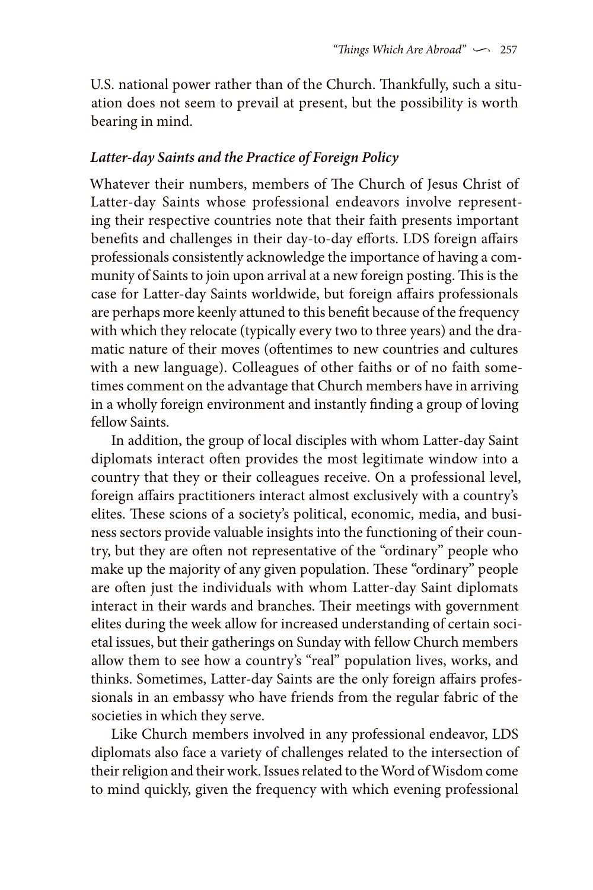U.S. national power rather than of the Church. Thankfully, such a situation does not seem to prevail at present, but the possibility is worth bearing in mind.

### *Latter-day Saints and the Practice of Foreign Policy*

Whatever their numbers, members of The Church of Jesus Christ of Latter-day Saints whose professional endeavors involve representing their respective countries note that their faith presents important benefits and challenges in their day-to-day efforts. LDS foreign affairs professionals consistently acknowledge the importance of having a community of Saints to join upon arrival at a new foreign posting. This is the case for Latter-day Saints worldwide, but foreign affairs professionals are perhaps more keenly attuned to this benefit because of the frequency with which they relocate (typically every two to three years) and the dramatic nature of their moves (oftentimes to new countries and cultures with a new language). Colleagues of other faiths or of no faith sometimes comment on the advantage that Church members have in arriving in a wholly foreign environment and instantly finding a group of loving fellow Saints.

In addition, the group of local disciples with whom Latter-day Saint diplomats interact often provides the most legitimate window into a country that they or their colleagues receive. On a professional level, foreign affairs practitioners interact almost exclusively with a country's elites. These scions of a society's political, economic, media, and business sectors provide valuable insights into the functioning of their country, but they are often not representative of the "ordinary" people who make up the majority of any given population. These "ordinary" people are often just the individuals with whom Latter-day Saint diplomats interact in their wards and branches. Their meetings with government elites during the week allow for increased understanding of certain societal issues, but their gatherings on Sunday with fellow Church members allow them to see how a country's "real" population lives, works, and thinks. Sometimes, Latter-day Saints are the only foreign affairs professionals in an embassy who have friends from the regular fabric of the societies in which they serve.

Like Church members involved in any professional endeavor, LDS diplomats also face a variety of challenges related to the intersection of their religion and their work. Issues related to the Word of Wisdom come to mind quickly, given the frequency with which evening professional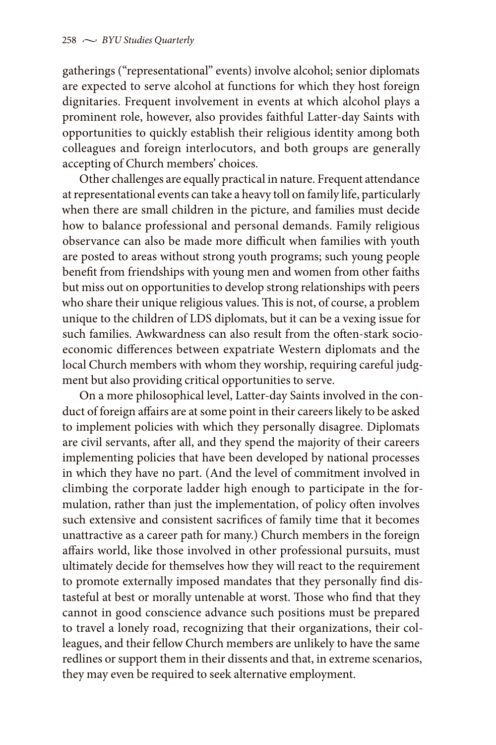gatherings ("representational" events) involve alcohol; senior diplomats are expected to serve alcohol at functions for which they host foreign dignitaries. Frequent involvement in events at which alcohol plays a prominent role, however, also provides faithful Latter-day Saints with opportunities to quickly establish their religious identity among both colleagues and foreign interlocutors, and both groups are generally accepting of Church members' choices.

Other challenges are equally practical in nature. Frequent attendance at representational events can take a heavy toll on family life, particularly when there are small children in the picture, and families must decide how to balance professional and personal demands. Family religious observance can also be made more difficult when families with youth are posted to areas without strong youth programs; such young people benefit from friendships with young men and women from other faiths but miss out on opportunities to develop strong relationships with peers who share their unique religious values. This is not, of course, a problem unique to the children of LDS diplomats, but it can be a vexing issue for such families. Awkwardness can also result from the often-stark socioeconomic differences between expatriate Western diplomats and the local Church members with whom they worship, requiring careful judgment but also providing critical opportunities to serve.

On a more philosophical level, Latter-day Saints involved in the conduct of foreign affairs are at some point in their careers likely to be asked to implement policies with which they personally disagree. Diplomats are civil servants, after all, and they spend the majority of their careers implementing policies that have been developed by national processes in which they have no part. (And the level of commitment involved in climbing the corporate ladder high enough to participate in the formulation, rather than just the implementation, of policy often involves such extensive and consistent sacrifices of family time that it becomes unattractive as a career path for many.) Church members in the foreign affairs world, like those involved in other professional pursuits, must ultimately decide for themselves how they will react to the requirement to promote externally imposed mandates that they personally find distasteful at best or morally untenable at worst. Those who find that they cannot in good conscience advance such positions must be prepared to travel a lonely road, recognizing that their organizations, their colleagues, and their fellow Church members are unlikely to have the same redlines or support them in their dissents and that, in extreme scenarios, they may even be required to seek alternative employment.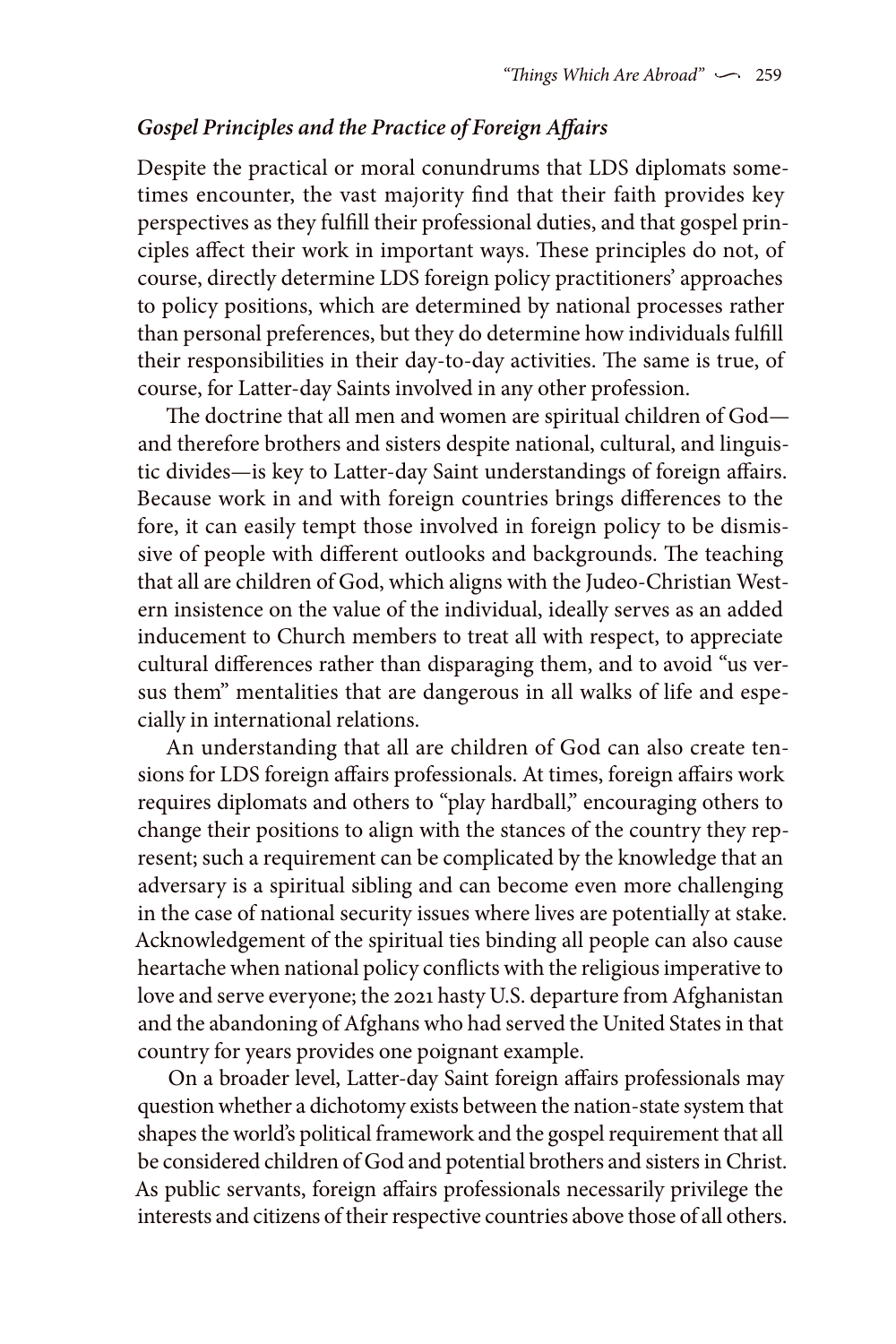### *Gospel Principles and the Practice of Foreign Affairs*

Despite the practical or moral conundrums that LDS diplomats sometimes encounter, the vast majority find that their faith provides key perspectives as they fulfill their professional duties, and that gospel principles affect their work in important ways. These principles do not, of course, directly determine LDS foreign policy practitioners' approaches to policy positions, which are determined by national processes rather than personal preferences, but they do determine how individuals fulfill their responsibilities in their day-to-day activities. The same is true, of course, for Latter-day Saints involved in any other profession.

The doctrine that all men and women are spiritual children of God—and therefore brothers and sisters despite national, cultural, and linguistic divides—is key to Latter-day Saint understandings of foreign affairs. Because work in and with foreign countries brings differences to the fore, it can easily tempt those involved in foreign policy to be dismissive of people with different outlooks and backgrounds. The teaching that all are children of God, which aligns with the Judeo-Christian Western insistence on the value of the individual, ideally serves as an added inducement to Church members to treat all with respect, to appreciate cultural differences rather than disparaging them, and to avoid "us versus them" mentalities that are dangerous in all walks of life and especially in international relations.

An understanding that all are children of God can also create tensions for LDS foreign affairs professionals. At times, foreign affairs work requires diplomats and others to "play hardball," encouraging others to change their positions to align with the stances of the country they represent; such a requirement can be complicated by the knowledge that an adversary is a spiritual sibling and can become even more challenging in the case of national security issues where lives are potentially at stake. Acknowledgement of the spiritual ties binding all people can also cause heartache when national policy conflicts with the religious imperative to love and serve everyone; the 2021 hasty U.S. departure from Afghanistan and the abandoning of Afghans who had served the United States in that country for years provides one poignant example.

On a broader level, Latter-day Saint foreign affairs professionals may question whether a dichotomy exists between the nation-state system that shapes the world's political framework and the gospel requirement that all be considered children of God and potential brothers and sisters in Christ. As public servants, foreign affairs professionals necessarily privilege the interests and citizens of their respective countries above those of all others.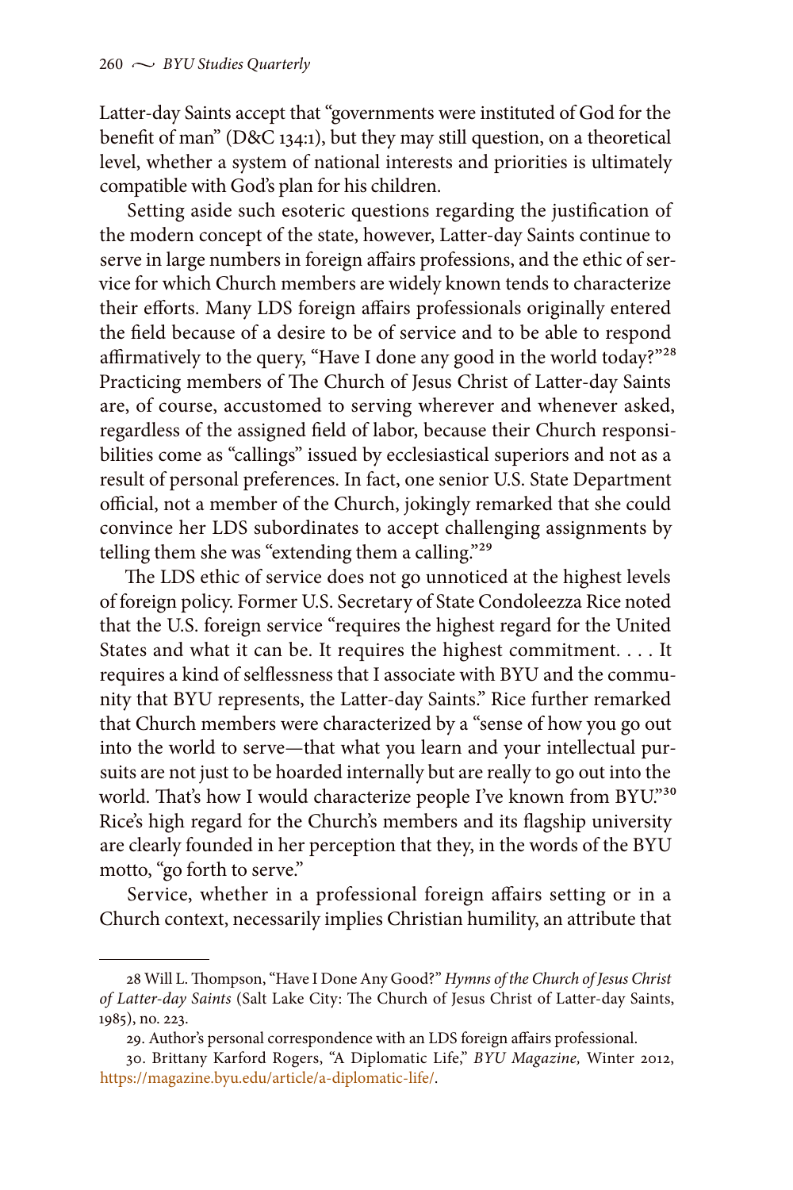Latter-day Saints accept that "governments were instituted of God for the benefit of man" (D&C 134:1), but they may still question, on a theoretical level, whether a system of national interests and priorities is ultimately compatible with God's plan for his children.

Setting aside such esoteric questions regarding the justification of the modern concept of the state, however, Latter-day Saints continue to serve in large numbers in foreign affairs professions, and the ethic of service for which Church members are widely known tends to characterize their efforts. Many LDS foreign affairs professionals originally entered the field because of a desire to be of service and to be able to respond affirmatively to the query, "Have I done any good in the world today?"[28] Practicing members of The Church of Jesus Christ of Latter-day Saints are, of course, accustomed to serving wherever and whenever asked, regardless of the assigned field of labor, because their Church responsibilities come as "callings" issued by ecclesiastical superiors and not as a result of personal preferences. In fact, one senior U.S. State Department official, not a member of the Church, jokingly remarked that she could convince her LDS subordinates to accept challenging assignments by telling them she was "extending them a calling."[29]

The LDS ethic of service does not go unnoticed at the highest levels of foreign policy. Former U.S. Secretary of State Condoleezza Rice noted that the U.S. foreign service "requires the highest regard for the United States and what it can be. It requires the highest commitment. . . . It requires a kind of selflessness that I associate with BYU and the community that BYU represents, the Latter-day Saints." Rice further remarked that Church members were characterized by a "sense of how you go out into the world to serve—that what you learn and your intellectual pursuits are not just to be hoarded internally but are really to go out into the world. That's how I would characterize people I've known from BYU."[30] Rice's high regard for the Church's members and its flagship university are clearly founded in her perception that they, in the words of the BYU motto, "go forth to serve."

Service, whether in a professional foreign affairs setting or in a Church context, necessarily implies Christian humility, an attribute that

---

28 Will L. Thompson, "Have I Done Any Good?" *Hymns of the Church of Jesus Christ of Latter-day Saints* (Salt Lake City: The Church of Jesus Christ of Latter-day Saints, 1985), no. 223.

29. Author's personal correspondence with an LDS foreign affairs professional.

30. Brittany Karford Rogers, "A Diplomatic Life," *BYU Magazine,* Winter 2012, https://magazine.byu.edu/article/a-diplomatic-life/.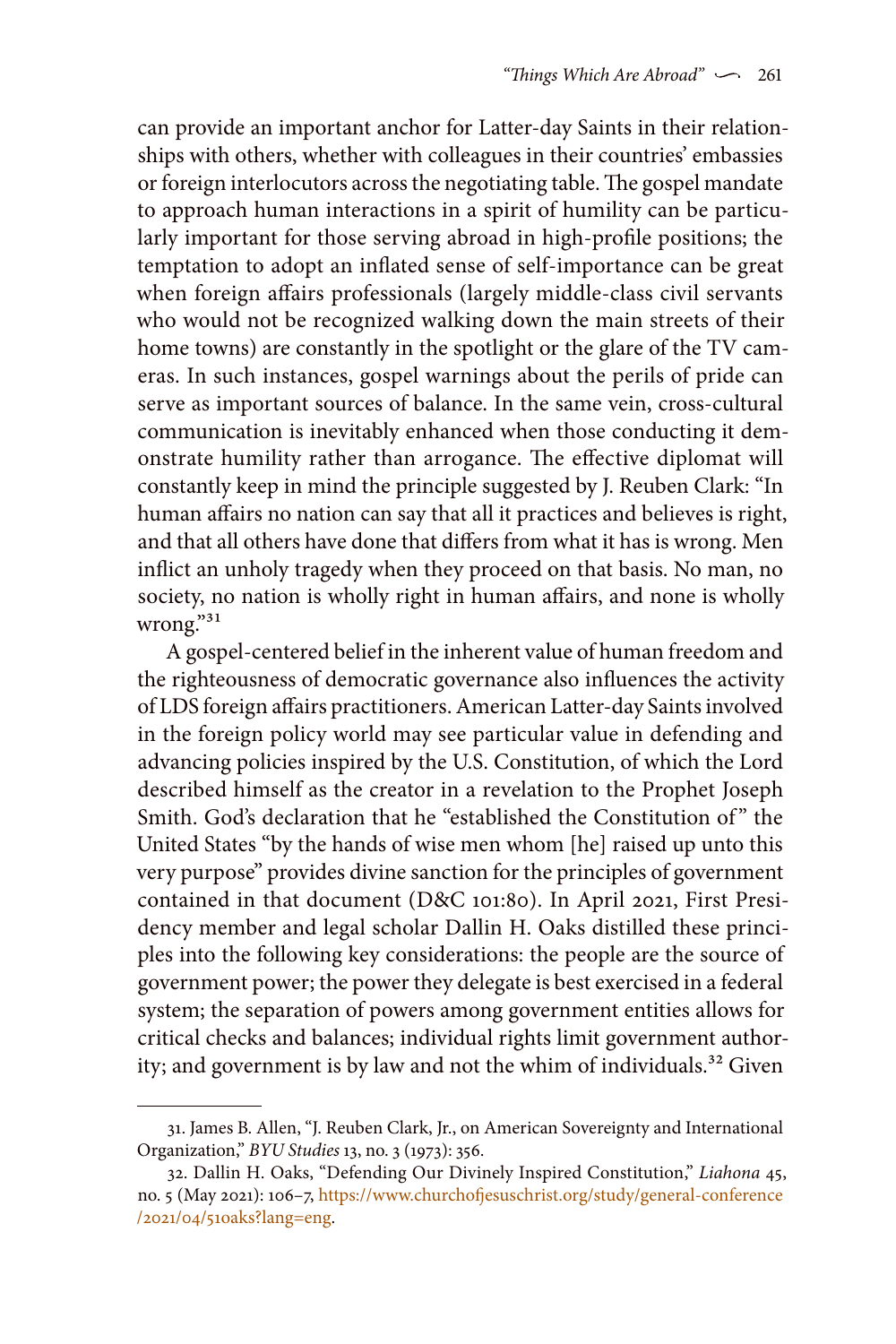can provide an important anchor for Latter-day Saints in their relationships with others, whether with colleagues in their countries' embassies or foreign interlocutors across the negotiating table. The gospel mandate to approach human interactions in a spirit of humility can be particularly important for those serving abroad in high-profile positions; the temptation to adopt an inflated sense of self-importance can be great when foreign affairs professionals (largely middle-class civil servants who would not be recognized walking down the main streets of their home towns) are constantly in the spotlight or the glare of the TV cameras. In such instances, gospel warnings about the perils of pride can serve as important sources of balance. In the same vein, cross-cultural communication is inevitably enhanced when those conducting it demonstrate humility rather than arrogance. The effective diplomat will constantly keep in mind the principle suggested by J. Reuben Clark: "In human affairs no nation can say that all it practices and believes is right, and that all others have done that differs from what it has is wrong. Men inflict an unholy tragedy when they proceed on that basis. No man, no society, no nation is wholly right in human affairs, and none is wholly wrong."[31]

A gospel-centered belief in the inherent value of human freedom and the righteousness of democratic governance also influences the activity of LDS foreign affairs practitioners. American Latter-day Saints involved in the foreign policy world may see particular value in defending and advancing policies inspired by the U.S. Constitution, of which the Lord described himself as the creator in a revelation to the Prophet Joseph Smith. God's declaration that he "established the Constitution of" the United States "by the hands of wise men whom [he] raised up unto this very purpose" provides divine sanction for the principles of government contained in that document (D&C 101:80). In April 2021, First Presidency member and legal scholar Dallin H. Oaks distilled these principles into the following key considerations: the people are the source of government power; the power they delegate is best exercised in a federal system; the separation of powers among government entities allows for critical checks and balances; individual rights limit government authority; and government is by law and not the whim of individuals.[32] Given

---

31. James B. Allen, "J. Reuben Clark, Jr., on American Sovereignty and International Organization," *BYU Studies* 13, no. 3 (1973): 356.

32. Dallin H. Oaks, "Defending Our Divinely Inspired Constitution," *Liahona* 45, no. 5 (May 2021): 106–7, https://www.churchofjesuschrist.org/study/general-conference/2021/04/51oaks?lang=eng.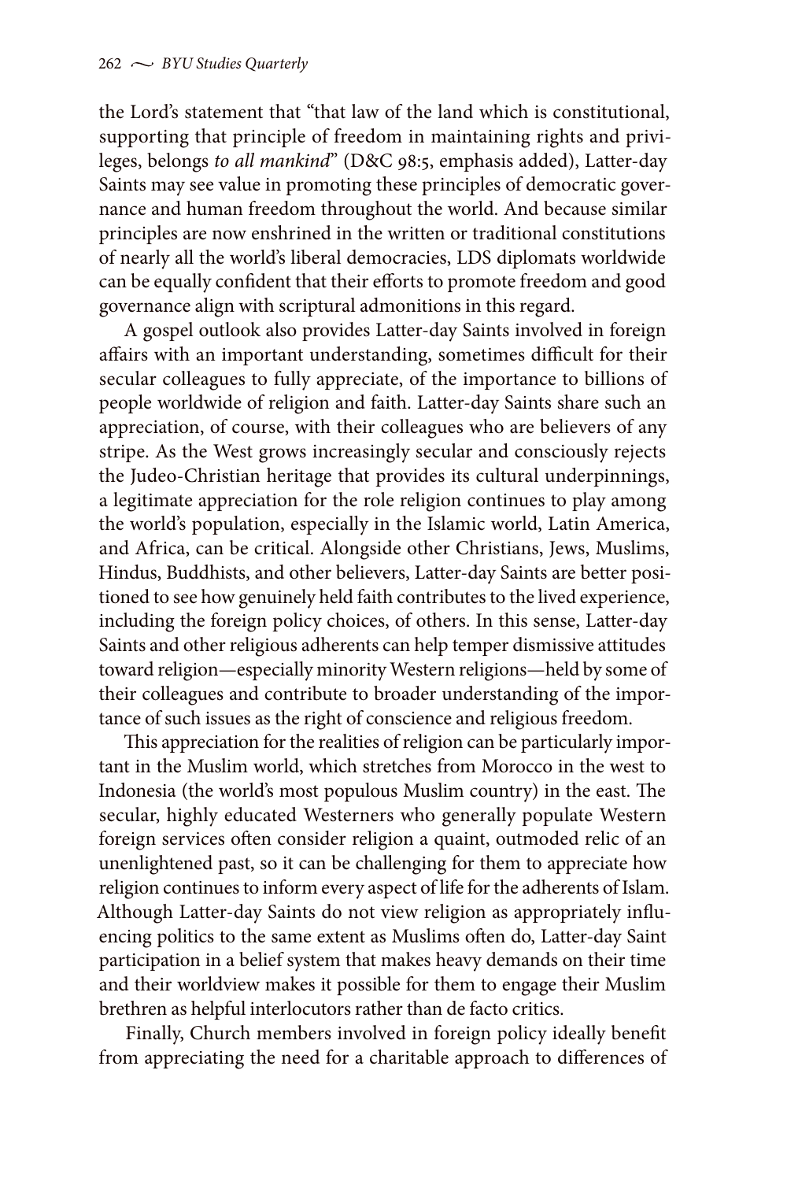the Lord's statement that "that law of the land which is constitutional, supporting that principle of freedom in maintaining rights and privileges, belongs *to all mankind*" (D&C 98:5, emphasis added), Latter-day Saints may see value in promoting these principles of democratic governance and human freedom throughout the world. And because similar principles are now enshrined in the written or traditional constitutions of nearly all the world's liberal democracies, LDS diplomats worldwide can be equally confident that their efforts to promote freedom and good governance align with scriptural admonitions in this regard.

A gospel outlook also provides Latter-day Saints involved in foreign affairs with an important understanding, sometimes difficult for their secular colleagues to fully appreciate, of the importance to billions of people worldwide of religion and faith. Latter-day Saints share such an appreciation, of course, with their colleagues who are believers of any stripe. As the West grows increasingly secular and consciously rejects the Judeo-Christian heritage that provides its cultural underpinnings, a legitimate appreciation for the role religion continues to play among the world's population, especially in the Islamic world, Latin America, and Africa, can be critical. Alongside other Christians, Jews, Muslims, Hindus, Buddhists, and other believers, Latter-day Saints are better positioned to see how genuinely held faith contributes to the lived experience, including the foreign policy choices, of others. In this sense, Latter-day Saints and other religious adherents can help temper dismissive attitudes toward religion—especially minority Western religions—held by some of their colleagues and contribute to broader understanding of the importance of such issues as the right of conscience and religious freedom.

This appreciation for the realities of religion can be particularly important in the Muslim world, which stretches from Morocco in the west to Indonesia (the world's most populous Muslim country) in the east. The secular, highly educated Westerners who generally populate Western foreign services often consider religion a quaint, outmoded relic of an unenlightened past, so it can be challenging for them to appreciate how religion continues to inform every aspect of life for the adherents of Islam. Although Latter-day Saints do not view religion as appropriately influencing politics to the same extent as Muslims often do, Latter-day Saint participation in a belief system that makes heavy demands on their time and their worldview makes it possible for them to engage their Muslim brethren as helpful interlocutors rather than de facto critics.

Finally, Church members involved in foreign policy ideally benefit from appreciating the need for a charitable approach to differences of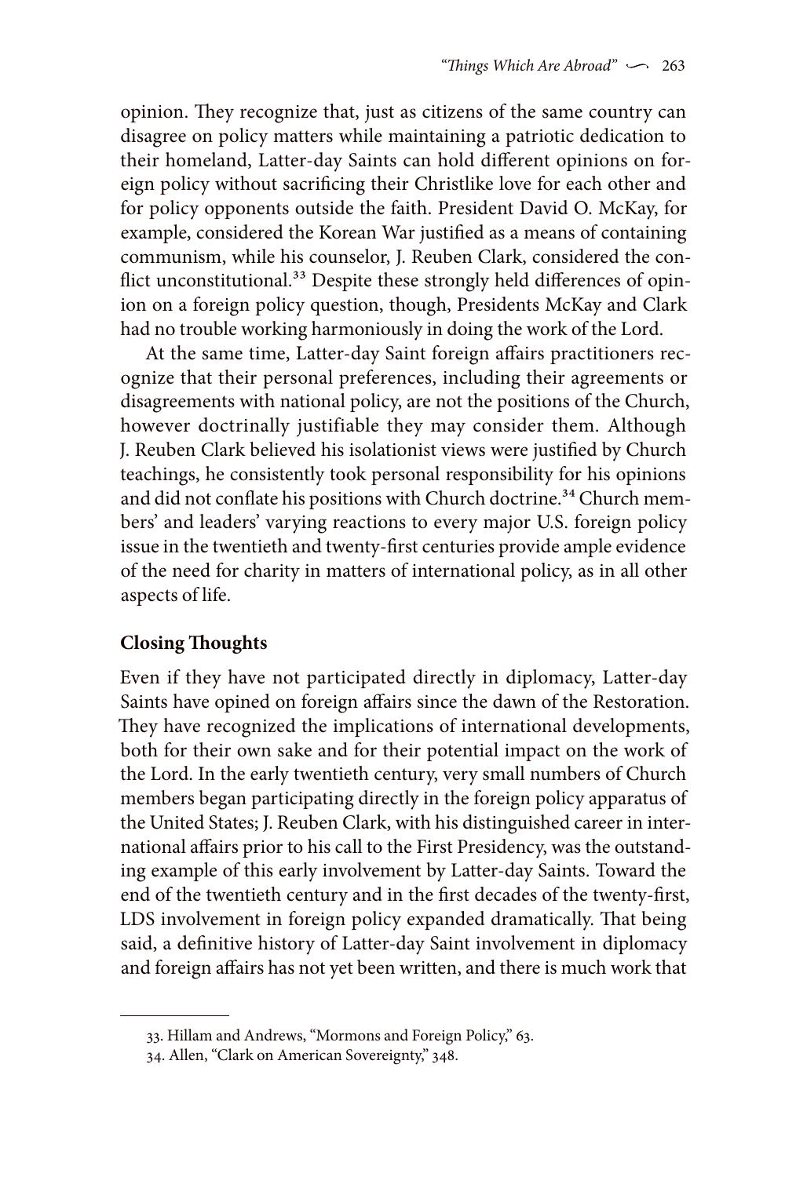opinion. They recognize that, just as citizens of the same country can disagree on policy matters while maintaining a patriotic dedication to their homeland, Latter-day Saints can hold different opinions on foreign policy without sacrificing their Christlike love for each other and for policy opponents outside the faith. President David O. McKay, for example, considered the Korean War justified as a means of containing communism, while his counselor, J. Reuben Clark, considered the conflict unconstitutional.[33] Despite these strongly held differences of opinion on a foreign policy question, though, Presidents McKay and Clark had no trouble working harmoniously in doing the work of the Lord.

At the same time, Latter-day Saint foreign affairs practitioners recognize that their personal preferences, including their agreements or disagreements with national policy, are not the positions of the Church, however doctrinally justifiable they may consider them. Although J. Reuben Clark believed his isolationist views were justified by Church teachings, he consistently took personal responsibility for his opinions and did not conflate his positions with Church doctrine.[34] Church members' and leaders' varying reactions to every major U.S. foreign policy issue in the twentieth and twenty-first centuries provide ample evidence of the need for charity in matters of international policy, as in all other aspects of life.

**Closing Thoughts**

Even if they have not participated directly in diplomacy, Latter-day Saints have opined on foreign affairs since the dawn of the Restoration. They have recognized the implications of international developments, both for their own sake and for their potential impact on the work of the Lord. In the early twentieth century, very small numbers of Church members began participating directly in the foreign policy apparatus of the United States; J. Reuben Clark, with his distinguished career in international affairs prior to his call to the First Presidency, was the outstanding example of this early involvement by Latter-day Saints. Toward the end of the twentieth century and in the first decades of the twenty-first, LDS involvement in foreign policy expanded dramatically. That being said, a definitive history of Latter-day Saint involvement in diplomacy and foreign affairs has not yet been written, and there is much work that

33. Hillam and Andrews, "Mormons and Foreign Policy," 63.

34. Allen, "Clark on American Sovereignty," 348.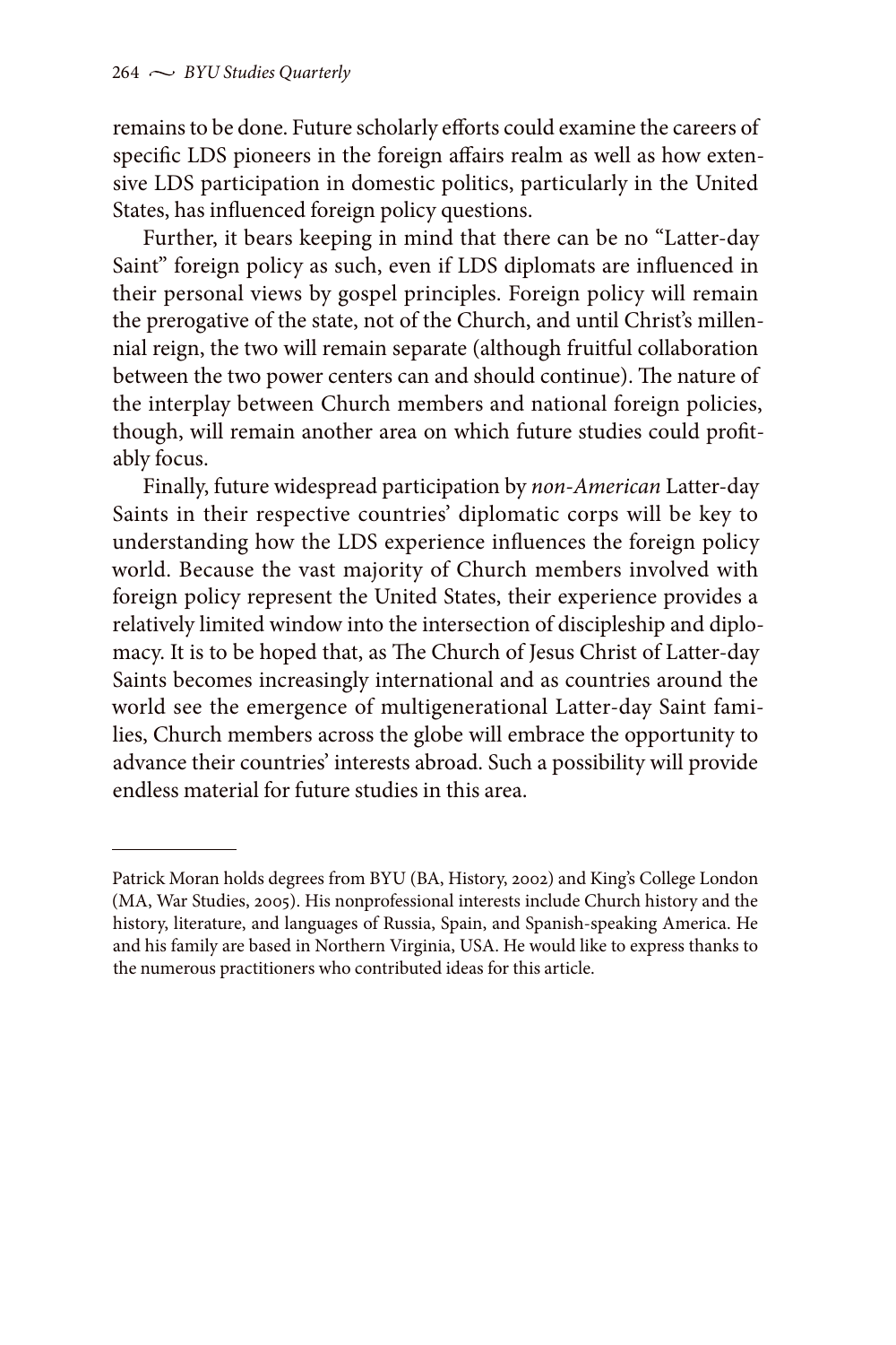remains to be done. Future scholarly efforts could examine the careers of specific LDS pioneers in the foreign affairs realm as well as how extensive LDS participation in domestic politics, particularly in the United States, has influenced foreign policy questions.

Further, it bears keeping in mind that there can be no "Latter-day Saint" foreign policy as such, even if LDS diplomats are influenced in their personal views by gospel principles. Foreign policy will remain the prerogative of the state, not of the Church, and until Christ's millennial reign, the two will remain separate (although fruitful collaboration between the two power centers can and should continue). The nature of the interplay between Church members and national foreign policies, though, will remain another area on which future studies could profitably focus.

Finally, future widespread participation by *non-American* Latter-day Saints in their respective countries' diplomatic corps will be key to understanding how the LDS experience influences the foreign policy world. Because the vast majority of Church members involved with foreign policy represent the United States, their experience provides a relatively limited window into the intersection of discipleship and diplomacy. It is to be hoped that, as The Church of Jesus Christ of Latter-day Saints becomes increasingly international and as countries around the world see the emergence of multigenerational Latter-day Saint families, Church members across the globe will embrace the opportunity to advance their countries' interests abroad. Such a possibility will provide endless material for future studies in this area.

---

Patrick Moran holds degrees from BYU (BA, History, 2002) and King's College London (MA, War Studies, 2005). His nonprofessional interests include Church history and the history, literature, and languages of Russia, Spain, and Spanish-speaking America. He and his family are based in Northern Virginia, USA. He would like to express thanks to the numerous practitioners who contributed ideas for this article.